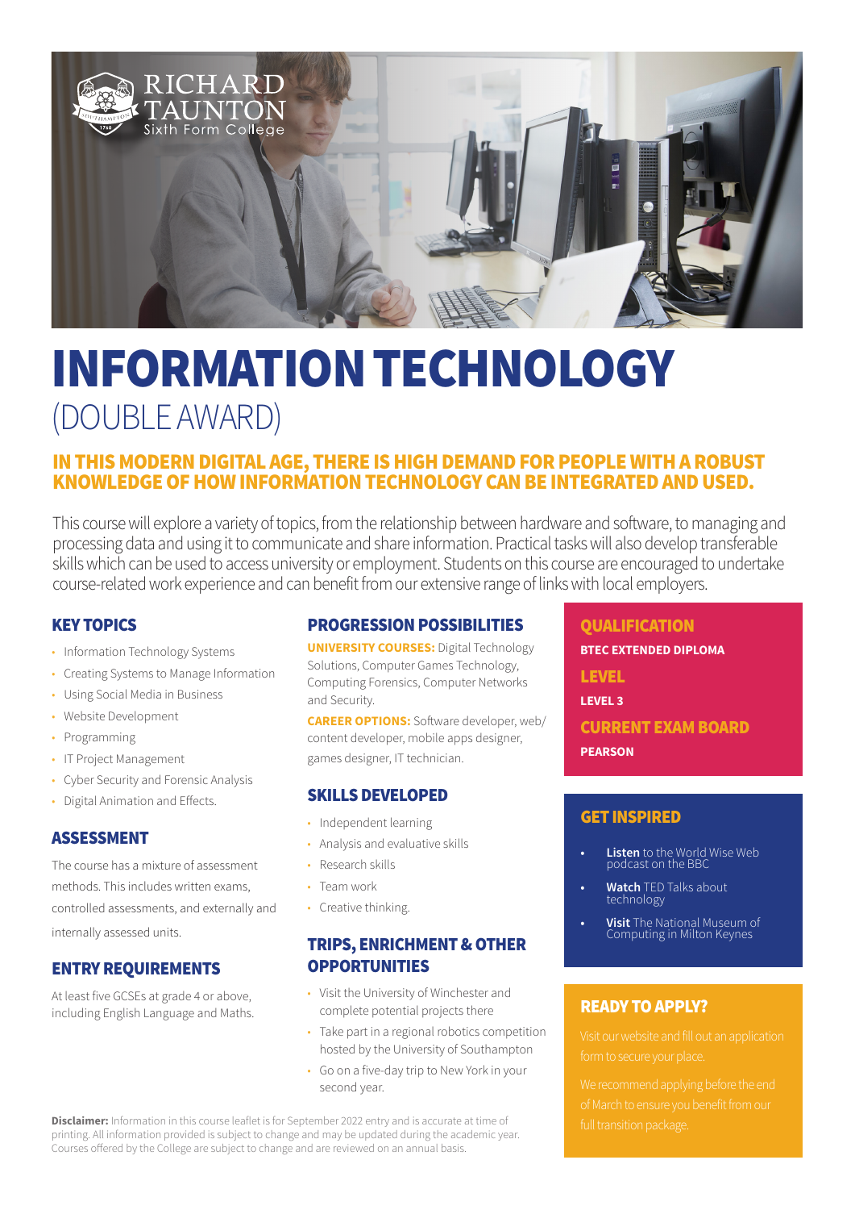RICHARD TAUNTON Sixth Form College

# INFORMATION TECHNOLOGY
## (DOUBLE AWARD)

### IN THIS MODERN DIGITAL AGE, THERE IS HIGH DEMAND FOR PEOPLE WITH A ROBUST KNOWLEDGE OF HOW INFORMATION TECHNOLOGY CAN BE INTEGRATED AND USED.

This course will explore a variety of topics, from the relationship between hardware and software, to managing and processing data and using it to communicate and share information. Practical tasks will also develop transferable skills which can be used to access university or employment. Students on this course are encouraged to undertake course-related work experience and can benefit from our extensive range of links with local employers.

### KEY TOPICS

- Information Technology Systems
- Creating Systems to Manage Information
- Using Social Media in Business
- Website Development
- Programming
- IT Project Management
- Cyber Security and Forensic Analysis
- Digital Animation and Effects.

### ASSESSMENT

The course has a mixture of assessment methods. This includes written exams, controlled assessments, and externally and internally assessed units.

### ENTRY REQUIREMENTS

At least five GCSEs at grade 4 or above, including English Language and Maths.

### PROGRESSION POSSIBILITIES

**UNIVERSITY COURSES:** Digital Technology Solutions, Computer Games Technology, Computing Forensics, Computer Networks and Security.

**CAREER OPTIONS:** Software developer, web/content developer, mobile apps designer, games designer, IT technician.

### SKILLS DEVELOPED

- Independent learning
- Analysis and evaluative skills
- Research skills
- Team work
- Creative thinking.

### TRIPS, ENRICHMENT & OTHER OPPORTUNITIES

- Visit the University of Winchester and complete potential projects there
- Take part in a regional robotics competition hosted by the University of Southampton
- Go on a five-day trip to New York in your second year.

### QUALIFICATION

BTEC EXTENDED DIPLOMA

### LEVEL

LEVEL 3

### CURRENT EXAM BOARD

PEARSON

### GET INSPIRED

- **Listen** to the World Wise Web podcast on the BBC
- **Watch** TED Talks about technology
- **Visit** The National Museum of Computing in Milton Keynes

### READY TO APPLY?

Visit our website and fill out an application form to secure your place.

We recommend applying before the end of March to ensure you benefit from our full transition package.

**Disclaimer:** Information in this course leaflet is for September 2022 entry and is accurate at time of printing. All information provided is subject to change and may be updated during the academic year. Courses offered by the College are subject to change and are reviewed on an annual basis.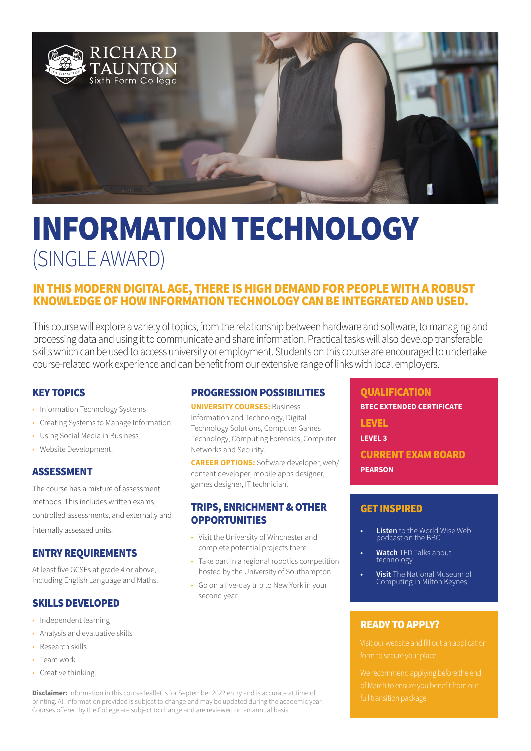RICHARD TAUNTON Sixth Form College

# INFORMATION TECHNOLOGY
(SINGLE AWARD)

## IN THIS MODERN DIGITAL AGE, THERE IS HIGH DEMAND FOR PEOPLE WITH A ROBUST KNOWLEDGE OF HOW INFORMATION TECHNOLOGY CAN BE INTEGRATED AND USED.

This course will explore a variety of topics, from the relationship between hardware and software, to managing and processing data and using it to communicate and share information. Practical tasks will also develop transferable skills which can be used to access university or employment. Students on this course are encouraged to undertake course-related work experience and can benefit from our extensive range of links with local employers.

### KEY TOPICS

- Information Technology Systems
- Creating Systems to Manage Information
- Using Social Media in Business
- Website Development.

### ASSESSMENT

The course has a mixture of assessment methods. This includes written exams, controlled assessments, and externally and internally assessed units.

### ENTRY REQUIREMENTS

At least five GCSEs at grade 4 or above, including English Language and Maths.

### SKILLS DEVELOPED

- Independent learning
- Analysis and evaluative skills
- Research skills
- Team work
- Creative thinking.

### PROGRESSION POSSIBILITIES

**UNIVERSITY COURSES:** Business Information and Technology, Digital Technology Solutions, Computer Games Technology, Computing Forensics, Computer Networks and Security.

**CAREER OPTIONS:** Software developer, web/ content developer, mobile apps designer, games designer, IT technician.

### TRIPS, ENRICHMENT & OTHER OPPORTUNITIES

- Visit the University of Winchester and complete potential projects there
- Take part in a regional robotics competition hosted by the University of Southampton
- Go on a five-day trip to New York in your second year.

### QUALIFICATION

BTEC EXTENDED CERTIFICATE

### LEVEL

LEVEL 3

### CURRENT EXAM BOARD

PEARSON

### GET INSPIRED

- **Listen** to the World Wise Web podcast on the BBC
- **Watch** TED Talks about technology
- **Visit** The National Museum of Computing in Milton Keynes

### READY TO APPLY?

Visit our website and fill out an application form to secure your place.

We recommend applying before the end of March to ensure you benefit from our full transition package.

**Disclaimer:** Information in this course leaflet is for September 2022 entry and is accurate at time of printing. All information provided is subject to change and may be updated during the academic year. Courses offered by the College are subject to change and are reviewed on an annual basis.